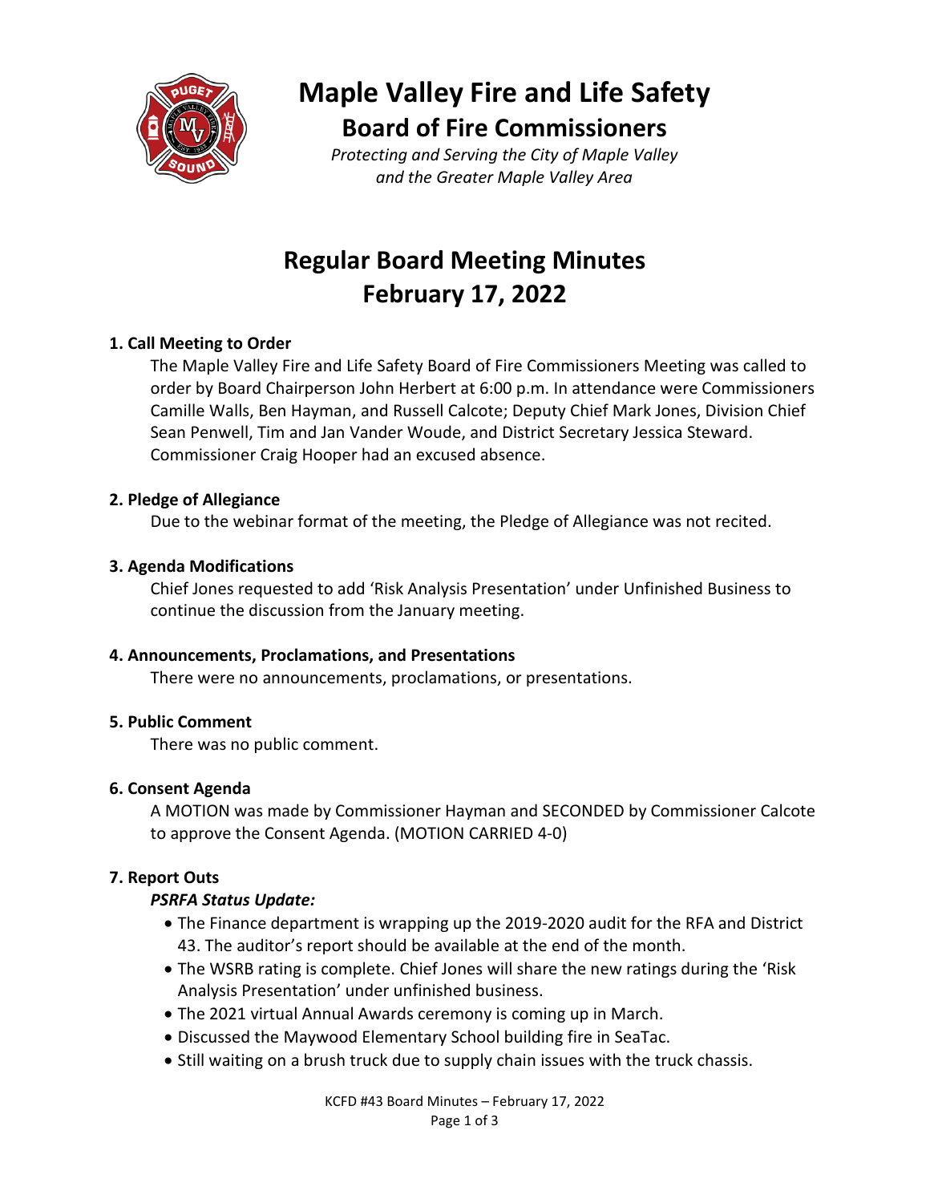# Maple Valley Fire and Life Safety

## Board of Fire Commissioners

*Protecting and Serving the City of Maple Valley and the Greater Maple Valley Area*

# Regular Board Meeting Minutes
# February 17, 2022

### 1. Call Meeting to Order

The Maple Valley Fire and Life Safety Board of Fire Commissioners Meeting was called to order by Board Chairperson John Herbert at 6:00 p.m. In attendance were Commissioners Camille Walls, Ben Hayman, and Russell Calcote; Deputy Chief Mark Jones, Division Chief Sean Penwell, Tim and Jan Vander Woude, and District Secretary Jessica Steward. Commissioner Craig Hooper had an excused absence.

### 2. Pledge of Allegiance

Due to the webinar format of the meeting, the Pledge of Allegiance was not recited.

### 3. Agenda Modifications

Chief Jones requested to add 'Risk Analysis Presentation' under Unfinished Business to continue the discussion from the January meeting.

### 4. Announcements, Proclamations, and Presentations

There were no announcements, proclamations, or presentations.

### 5. Public Comment

There was no public comment.

### 6. Consent Agenda

A MOTION was made by Commissioner Hayman and SECONDED by Commissioner Calcote to approve the Consent Agenda. (MOTION CARRIED 4-0)

### 7. Report Outs

***PSRFA Status Update:***

- The Finance department is wrapping up the 2019-2020 audit for the RFA and District 43. The auditor's report should be available at the end of the month.
- The WSRB rating is complete. Chief Jones will share the new ratings during the 'Risk Analysis Presentation' under unfinished business.
- The 2021 virtual Annual Awards ceremony is coming up in March.
- Discussed the Maywood Elementary School building fire in SeaTac.
- Still waiting on a brush truck due to supply chain issues with the truck chassis.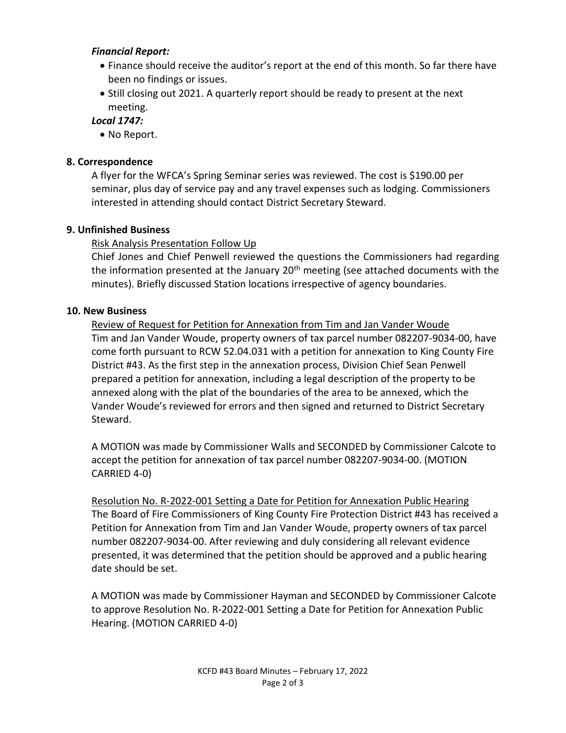***Financial Report:***

- Finance should receive the auditor's report at the end of this month. So far there have been no findings or issues.
- Still closing out 2021. A quarterly report should be ready to present at the next meeting.

***Local 1747:***

- No Report.

**8. Correspondence**

A flyer for the WFCA's Spring Seminar series was reviewed. The cost is $190.00 per seminar, plus day of service pay and any travel expenses such as lodging. Commissioners interested in attending should contact District Secretary Steward.

**9. Unfinished Business**

<u>Risk Analysis Presentation Follow Up</u>

Chief Jones and Chief Penwell reviewed the questions the Commissioners had regarding the information presented at the January 20th meeting (see attached documents with the minutes). Briefly discussed Station locations irrespective of agency boundaries.

**10. New Business**

<u>Review of Request for Petition for Annexation from Tim and Jan Vander Woude</u>

Tim and Jan Vander Woude, property owners of tax parcel number 082207-9034-00, have come forth pursuant to RCW 52.04.031 with a petition for annexation to King County Fire District #43. As the first step in the annexation process, Division Chief Sean Penwell prepared a petition for annexation, including a legal description of the property to be annexed along with the plat of the boundaries of the area to be annexed, which the Vander Woude's reviewed for errors and then signed and returned to District Secretary Steward.

A MOTION was made by Commissioner Walls and SECONDED by Commissioner Calcote to accept the petition for annexation of tax parcel number 082207-9034-00. (MOTION CARRIED 4-0)

<u>Resolution No. R-2022-001 Setting a Date for Petition for Annexation Public Hearing</u>

The Board of Fire Commissioners of King County Fire Protection District #43 has received a Petition for Annexation from Tim and Jan Vander Woude, property owners of tax parcel number 082207-9034-00. After reviewing and duly considering all relevant evidence presented, it was determined that the petition should be approved and a public hearing date should be set.

A MOTION was made by Commissioner Hayman and SECONDED by Commissioner Calcote to approve Resolution No. R-2022-001 Setting a Date for Petition for Annexation Public Hearing. (MOTION CARRIED 4-0)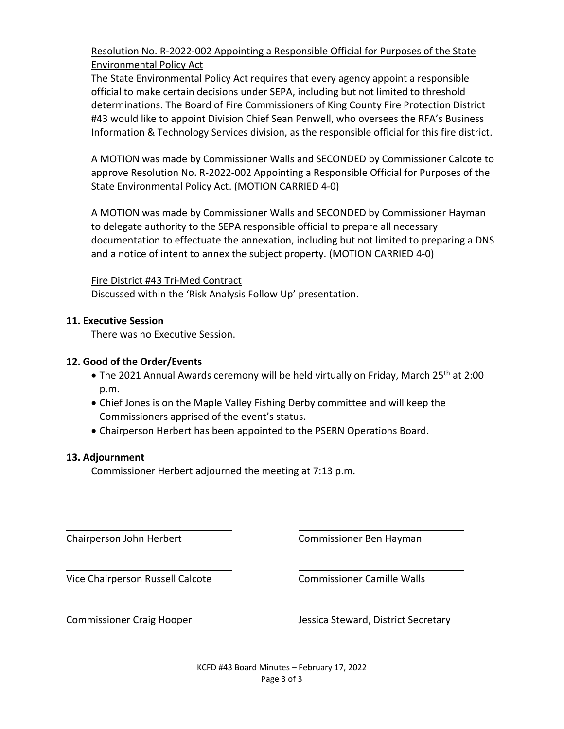Resolution No. R-2022-002 Appointing a Responsible Official for Purposes of the State Environmental Policy Act

The State Environmental Policy Act requires that every agency appoint a responsible official to make certain decisions under SEPA, including but not limited to threshold determinations. The Board of Fire Commissioners of King County Fire Protection District #43 would like to appoint Division Chief Sean Penwell, who oversees the RFA's Business Information & Technology Services division, as the responsible official for this fire district.

A MOTION was made by Commissioner Walls and SECONDED by Commissioner Calcote to approve Resolution No. R-2022-002 Appointing a Responsible Official for Purposes of the State Environmental Policy Act. (MOTION CARRIED 4-0)

A MOTION was made by Commissioner Walls and SECONDED by Commissioner Hayman to delegate authority to the SEPA responsible official to prepare all necessary documentation to effectuate the annexation, including but not limited to preparing a DNS and a notice of intent to annex the subject property. (MOTION CARRIED 4-0)

Fire District #43 Tri-Med Contract

Discussed within the 'Risk Analysis Follow Up' presentation.

**11. Executive Session**

There was no Executive Session.

**12. Good of the Order/Events**

- The 2021 Annual Awards ceremony will be held virtually on Friday, March 25th at 2:00 p.m.
- Chief Jones is on the Maple Valley Fishing Derby committee and will keep the Commissioners apprised of the event's status.
- Chairperson Herbert has been appointed to the PSERN Operations Board.

**13. Adjournment**

Commissioner Herbert adjourned the meeting at 7:13 p.m.

Chairperson John Herbert

Commissioner Ben Hayman

Vice Chairperson Russell Calcote

Commissioner Camille Walls

Commissioner Craig Hooper

Jessica Steward, District Secretary